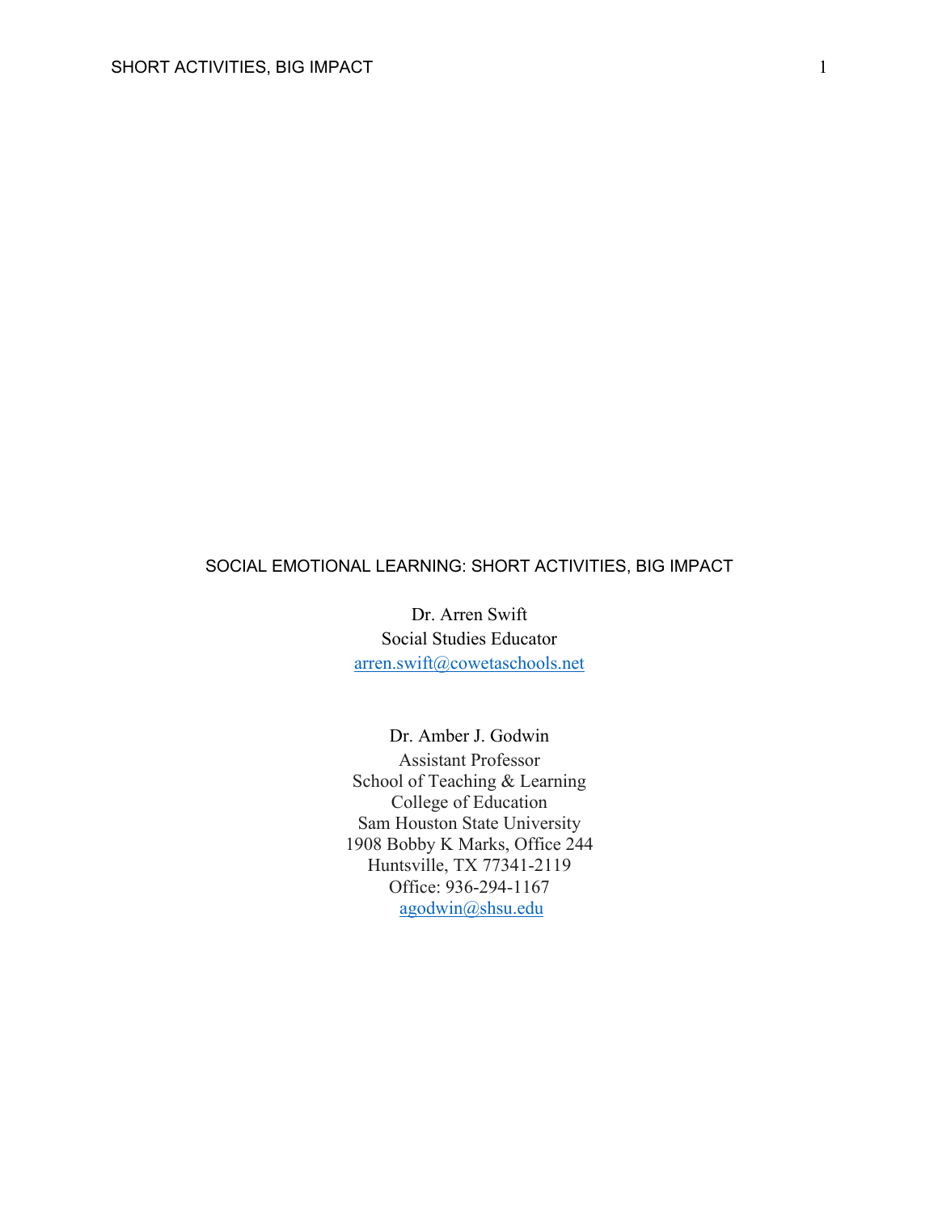# SOCIAL EMOTIONAL LEARNING: SHORT ACTIVITIES, BIG IMPACT

Dr. Arren Swift
Social Studies Educator
arren.swift@cowetaschools.net

Dr. Amber J. Godwin
Assistant Professor
School of Teaching & Learning
College of Education
Sam Houston State University
1908 Bobby K Marks, Office 244
Huntsville, TX 77341-2119
Office: 936-294-1167
agodwin@shsu.edu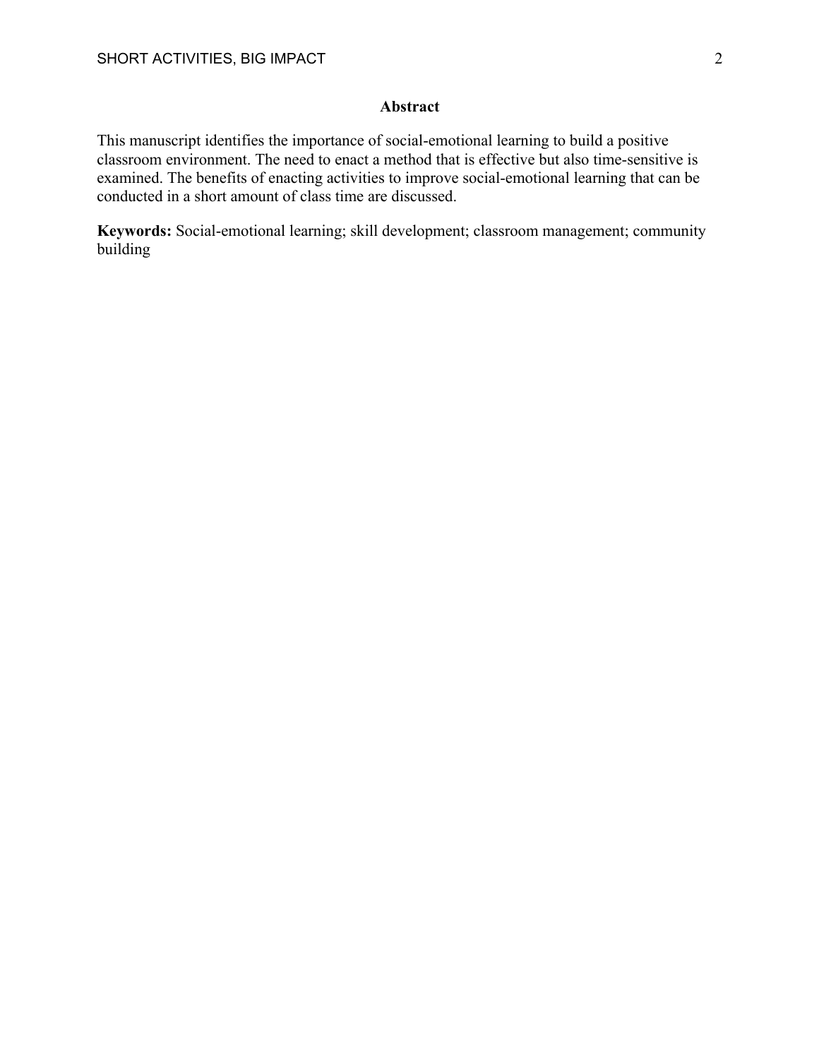## Abstract

This manuscript identifies the importance of social-emotional learning to build a positive classroom environment. The need to enact a method that is effective but also time-sensitive is examined. The benefits of enacting activities to improve social-emotional learning that can be conducted in a short amount of class time are discussed.

**Keywords:** Social-emotional learning; skill development; classroom management; community building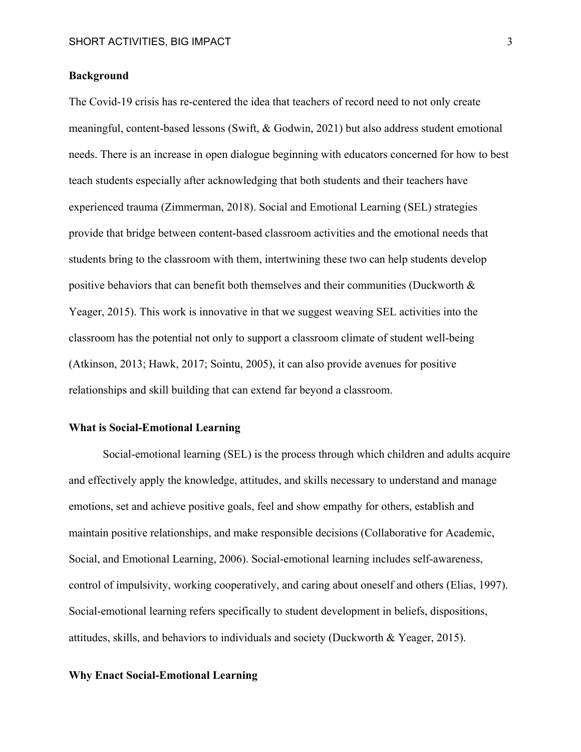## Background

The Covid-19 crisis has re-centered the idea that teachers of record need to not only create meaningful, content-based lessons (Swift, & Godwin, 2021) but also address student emotional needs. There is an increase in open dialogue beginning with educators concerned for how to best teach students especially after acknowledging that both students and their teachers have experienced trauma (Zimmerman, 2018). Social and Emotional Learning (SEL) strategies provide that bridge between content-based classroom activities and the emotional needs that students bring to the classroom with them, intertwining these two can help students develop positive behaviors that can benefit both themselves and their communities (Duckworth & Yeager, 2015). This work is innovative in that we suggest weaving SEL activities into the classroom has the potential not only to support a classroom climate of student well-being (Atkinson, 2013; Hawk, 2017; Sointu, 2005), it can also provide avenues for positive relationships and skill building that can extend far beyond a classroom.

## What is Social-Emotional Learning

Social-emotional learning (SEL) is the process through which children and adults acquire and effectively apply the knowledge, attitudes, and skills necessary to understand and manage emotions, set and achieve positive goals, feel and show empathy for others, establish and maintain positive relationships, and make responsible decisions (Collaborative for Academic, Social, and Emotional Learning, 2006). Social-emotional learning includes self-awareness, control of impulsivity, working cooperatively, and caring about oneself and others (Elias, 1997). Social-emotional learning refers specifically to student development in beliefs, dispositions, attitudes, skills, and behaviors to individuals and society (Duckworth & Yeager, 2015).

## Why Enact Social-Emotional Learning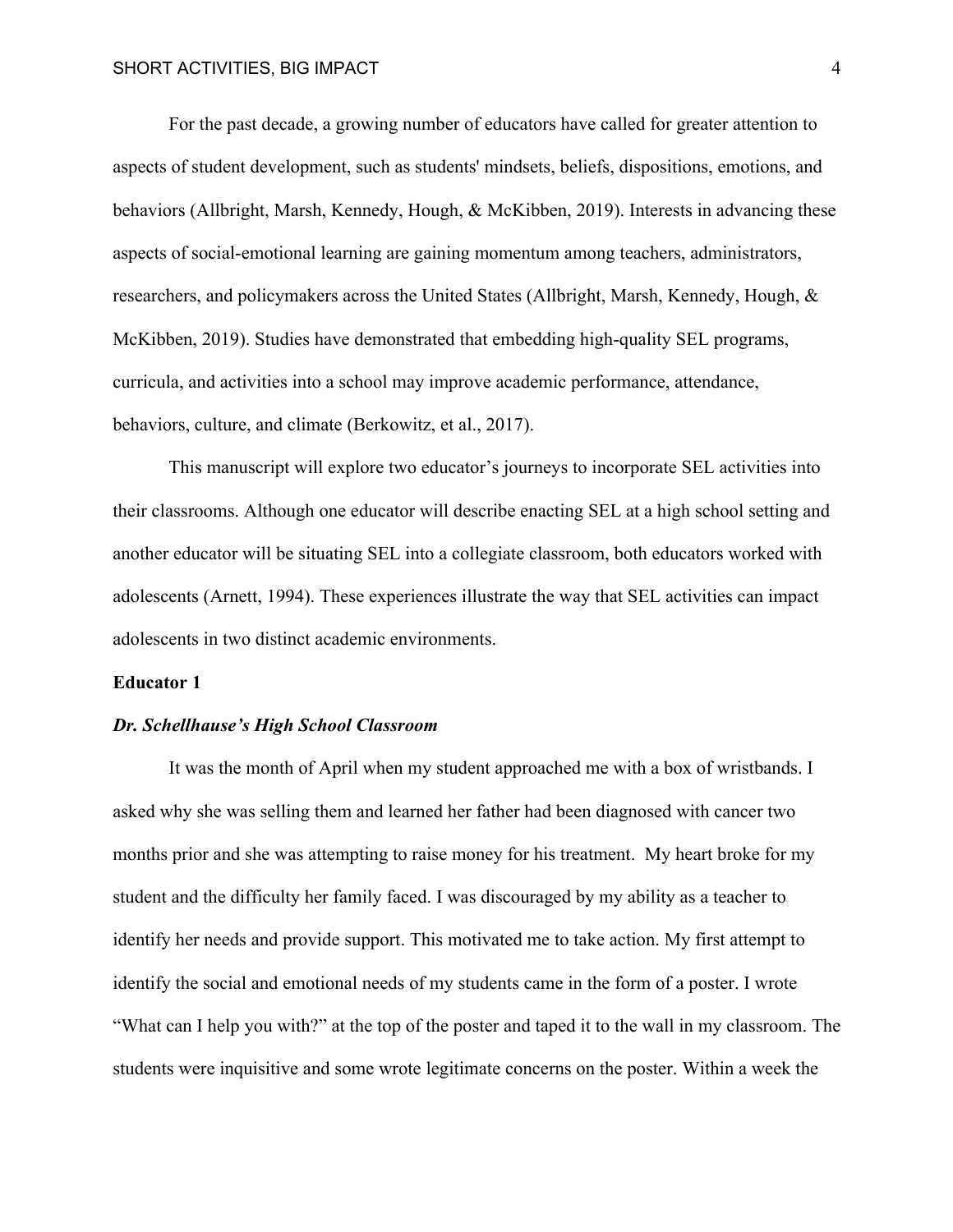For the past decade, a growing number of educators have called for greater attention to aspects of student development, such as students' mindsets, beliefs, dispositions, emotions, and behaviors (Allbright, Marsh, Kennedy, Hough, & McKibben, 2019). Interests in advancing these aspects of social-emotional learning are gaining momentum among teachers, administrators, researchers, and policymakers across the United States (Allbright, Marsh, Kennedy, Hough, & McKibben, 2019). Studies have demonstrated that embedding high-quality SEL programs, curricula, and activities into a school may improve academic performance, attendance, behaviors, culture, and climate (Berkowitz, et al., 2017).

This manuscript will explore two educator's journeys to incorporate SEL activities into their classrooms. Although one educator will describe enacting SEL at a high school setting and another educator will be situating SEL into a collegiate classroom, both educators worked with adolescents (Arnett, 1994). These experiences illustrate the way that SEL activities can impact adolescents in two distinct academic environments.

**Educator 1**

***Dr. Schellhause's High School Classroom***

It was the month of April when my student approached me with a box of wristbands. I asked why she was selling them and learned her father had been diagnosed with cancer two months prior and she was attempting to raise money for his treatment. My heart broke for my student and the difficulty her family faced. I was discouraged by my ability as a teacher to identify her needs and provide support. This motivated me to take action. My first attempt to identify the social and emotional needs of my students came in the form of a poster. I wrote "What can I help you with?" at the top of the poster and taped it to the wall in my classroom. The students were inquisitive and some wrote legitimate concerns on the poster. Within a week the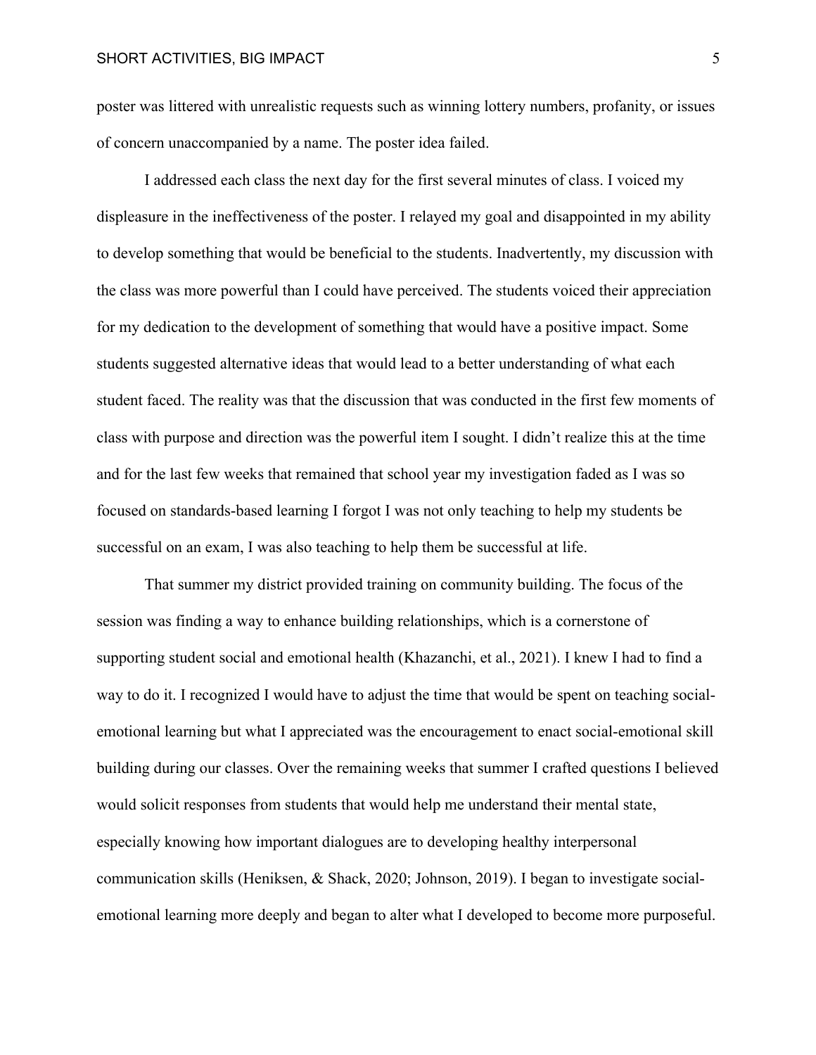poster was littered with unrealistic requests such as winning lottery numbers, profanity, or issues of concern unaccompanied by a name. The poster idea failed.

I addressed each class the next day for the first several minutes of class. I voiced my displeasure in the ineffectiveness of the poster. I relayed my goal and disappointed in my ability to develop something that would be beneficial to the students. Inadvertently, my discussion with the class was more powerful than I could have perceived. The students voiced their appreciation for my dedication to the development of something that would have a positive impact. Some students suggested alternative ideas that would lead to a better understanding of what each student faced. The reality was that the discussion that was conducted in the first few moments of class with purpose and direction was the powerful item I sought. I didn't realize this at the time and for the last few weeks that remained that school year my investigation faded as I was so focused on standards-based learning I forgot I was not only teaching to help my students be successful on an exam, I was also teaching to help them be successful at life.

That summer my district provided training on community building. The focus of the session was finding a way to enhance building relationships, which is a cornerstone of supporting student social and emotional health (Khazanchi, et al., 2021). I knew I had to find a way to do it. I recognized I would have to adjust the time that would be spent on teaching social-emotional learning but what I appreciated was the encouragement to enact social-emotional skill building during our classes. Over the remaining weeks that summer I crafted questions I believed would solicit responses from students that would help me understand their mental state, especially knowing how important dialogues are to developing healthy interpersonal communication skills (Heniksen, & Shack, 2020; Johnson, 2019). I began to investigate social-emotional learning more deeply and began to alter what I developed to become more purposeful.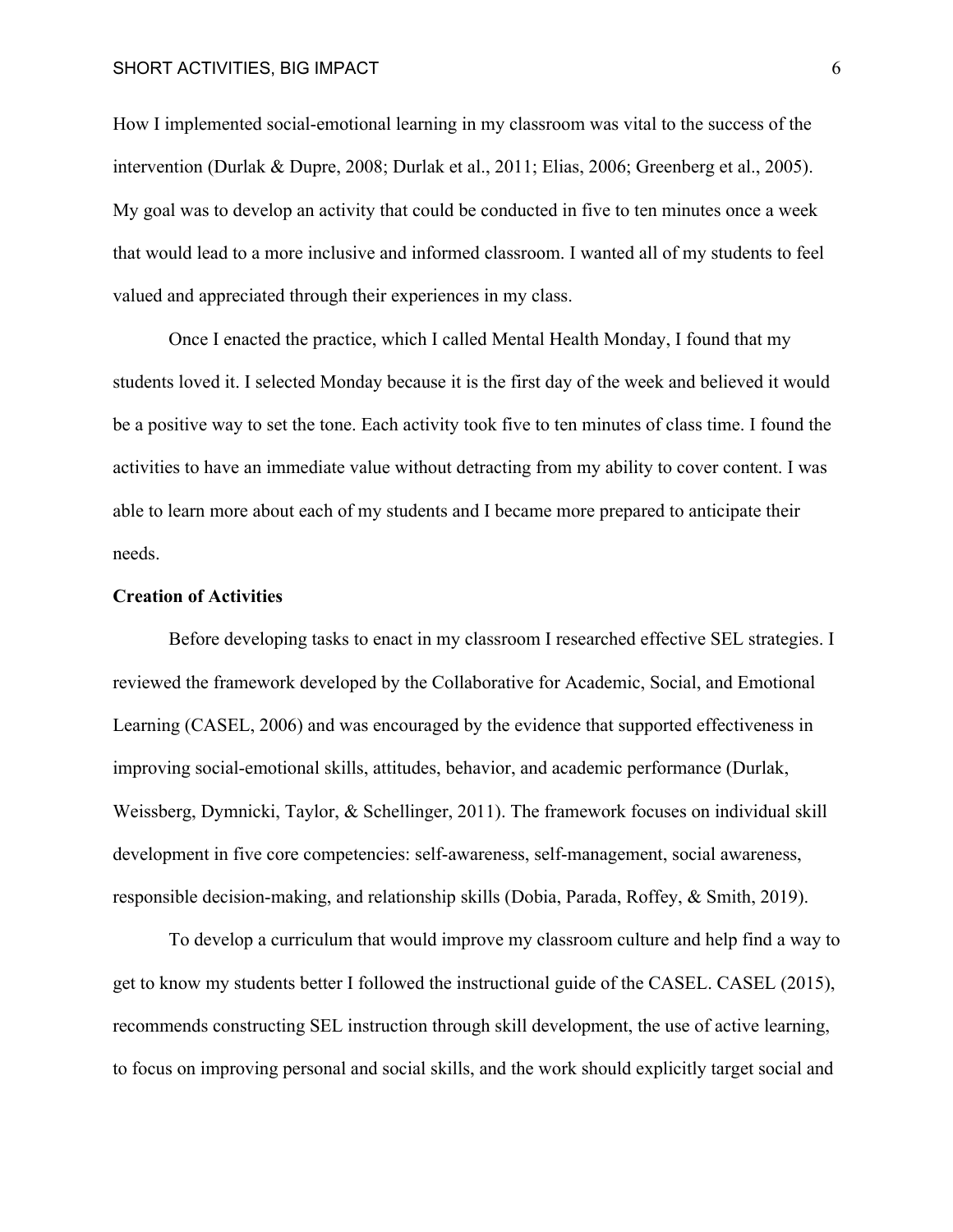How I implemented social-emotional learning in my classroom was vital to the success of the intervention (Durlak & Dupre, 2008; Durlak et al., 2011; Elias, 2006; Greenberg et al., 2005). My goal was to develop an activity that could be conducted in five to ten minutes once a week that would lead to a more inclusive and informed classroom. I wanted all of my students to feel valued and appreciated through their experiences in my class.

Once I enacted the practice, which I called Mental Health Monday, I found that my students loved it. I selected Monday because it is the first day of the week and believed it would be a positive way to set the tone. Each activity took five to ten minutes of class time. I found the activities to have an immediate value without detracting from my ability to cover content. I was able to learn more about each of my students and I became more prepared to anticipate their needs.

**Creation of Activities**

Before developing tasks to enact in my classroom I researched effective SEL strategies. I reviewed the framework developed by the Collaborative for Academic, Social, and Emotional Learning (CASEL, 2006) and was encouraged by the evidence that supported effectiveness in improving social-emotional skills, attitudes, behavior, and academic performance (Durlak, Weissberg, Dymnicki, Taylor, & Schellinger, 2011). The framework focuses on individual skill development in five core competencies: self-awareness, self-management, social awareness, responsible decision-making, and relationship skills (Dobia, Parada, Roffey, & Smith, 2019).

To develop a curriculum that would improve my classroom culture and help find a way to get to know my students better I followed the instructional guide of the CASEL. CASEL (2015), recommends constructing SEL instruction through skill development, the use of active learning, to focus on improving personal and social skills, and the work should explicitly target social and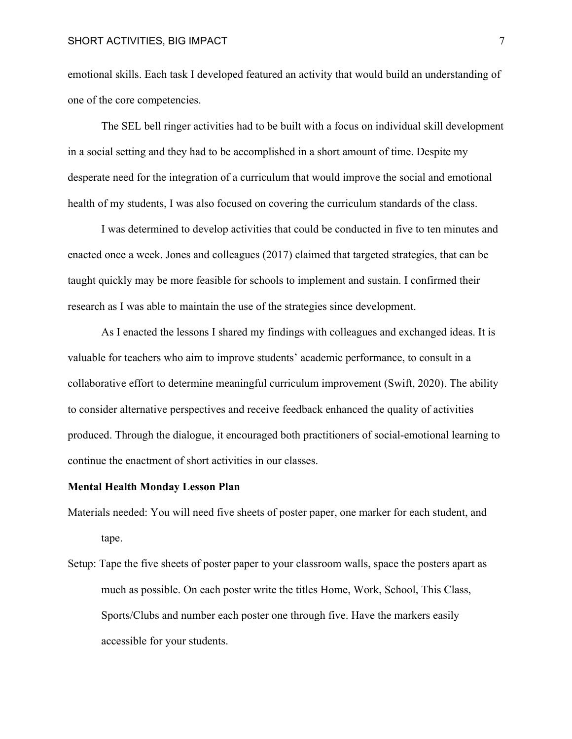emotional skills. Each task I developed featured an activity that would build an understanding of one of the core competencies.

The SEL bell ringer activities had to be built with a focus on individual skill development in a social setting and they had to be accomplished in a short amount of time. Despite my desperate need for the integration of a curriculum that would improve the social and emotional health of my students, I was also focused on covering the curriculum standards of the class.

I was determined to develop activities that could be conducted in five to ten minutes and enacted once a week. Jones and colleagues (2017) claimed that targeted strategies, that can be taught quickly may be more feasible for schools to implement and sustain. I confirmed their research as I was able to maintain the use of the strategies since development.

As I enacted the lessons I shared my findings with colleagues and exchanged ideas. It is valuable for teachers who aim to improve students' academic performance, to consult in a collaborative effort to determine meaningful curriculum improvement (Swift, 2020). The ability to consider alternative perspectives and receive feedback enhanced the quality of activities produced. Through the dialogue, it encouraged both practitioners of social-emotional learning to continue the enactment of short activities in our classes.

**Mental Health Monday Lesson Plan**

Materials needed: You will need five sheets of poster paper, one marker for each student, and tape.

Setup: Tape the five sheets of poster paper to your classroom walls, space the posters apart as much as possible. On each poster write the titles Home, Work, School, This Class, Sports/Clubs and number each poster one through five. Have the markers easily accessible for your students.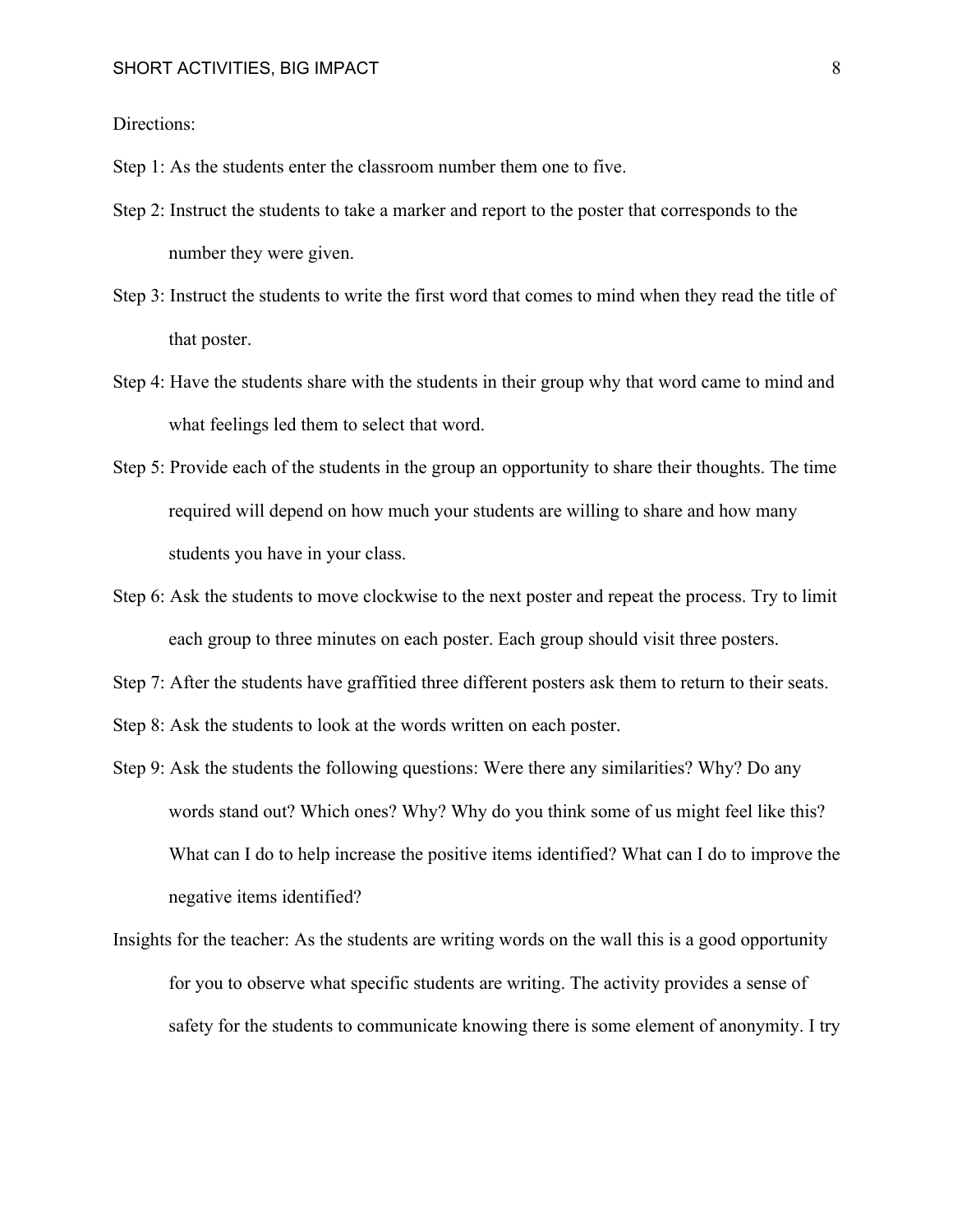Directions:

Step 1: As the students enter the classroom number them one to five.

Step 2: Instruct the students to take a marker and report to the poster that corresponds to the number they were given.

Step 3: Instruct the students to write the first word that comes to mind when they read the title of that poster.

Step 4: Have the students share with the students in their group why that word came to mind and what feelings led them to select that word.

Step 5: Provide each of the students in the group an opportunity to share their thoughts. The time required will depend on how much your students are willing to share and how many students you have in your class.

Step 6: Ask the students to move clockwise to the next poster and repeat the process. Try to limit each group to three minutes on each poster. Each group should visit three posters.

Step 7: After the students have graffitied three different posters ask them to return to their seats.

Step 8: Ask the students to look at the words written on each poster.

Step 9: Ask the students the following questions: Were there any similarities? Why? Do any words stand out? Which ones? Why? Why do you think some of us might feel like this? What can I do to help increase the positive items identified? What can I do to improve the negative items identified?

Insights for the teacher: As the students are writing words on the wall this is a good opportunity for you to observe what specific students are writing. The activity provides a sense of safety for the students to communicate knowing there is some element of anonymity. I try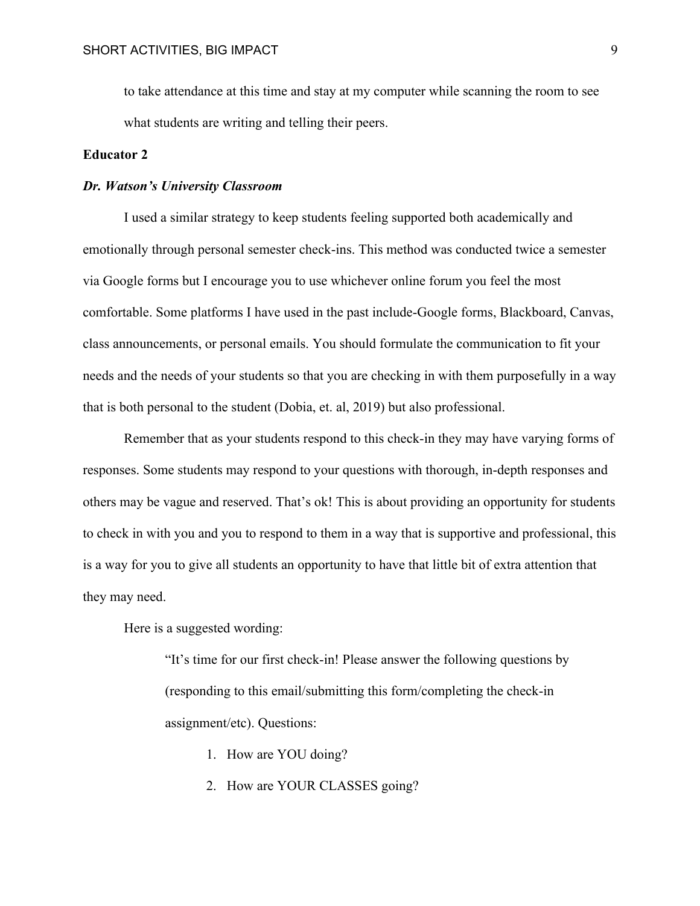to take attendance at this time and stay at my computer while scanning the room to see what students are writing and telling their peers.

**Educator 2**

***Dr. Watson's University Classroom***

I used a similar strategy to keep students feeling supported both academically and emotionally through personal semester check-ins. This method was conducted twice a semester via Google forms but I encourage you to use whichever online forum you feel the most comfortable. Some platforms I have used in the past include-Google forms, Blackboard, Canvas, class announcements, or personal emails. You should formulate the communication to fit your needs and the needs of your students so that you are checking in with them purposefully in a way that is both personal to the student (Dobia, et. al, 2019) but also professional.

Remember that as your students respond to this check-in they may have varying forms of responses. Some students may respond to your questions with thorough, in-depth responses and others may be vague and reserved. That's ok! This is about providing an opportunity for students to check in with you and you to respond to them in a way that is supportive and professional, this is a way for you to give all students an opportunity to have that little bit of extra attention that they may need.

Here is a suggested wording:

> "It's time for our first check-in! Please answer the following questions by (responding to this email/submitting this form/completing the check-in assignment/etc). Questions:
>
> 1. How are YOU doing?
> 2. How are YOUR CLASSES going?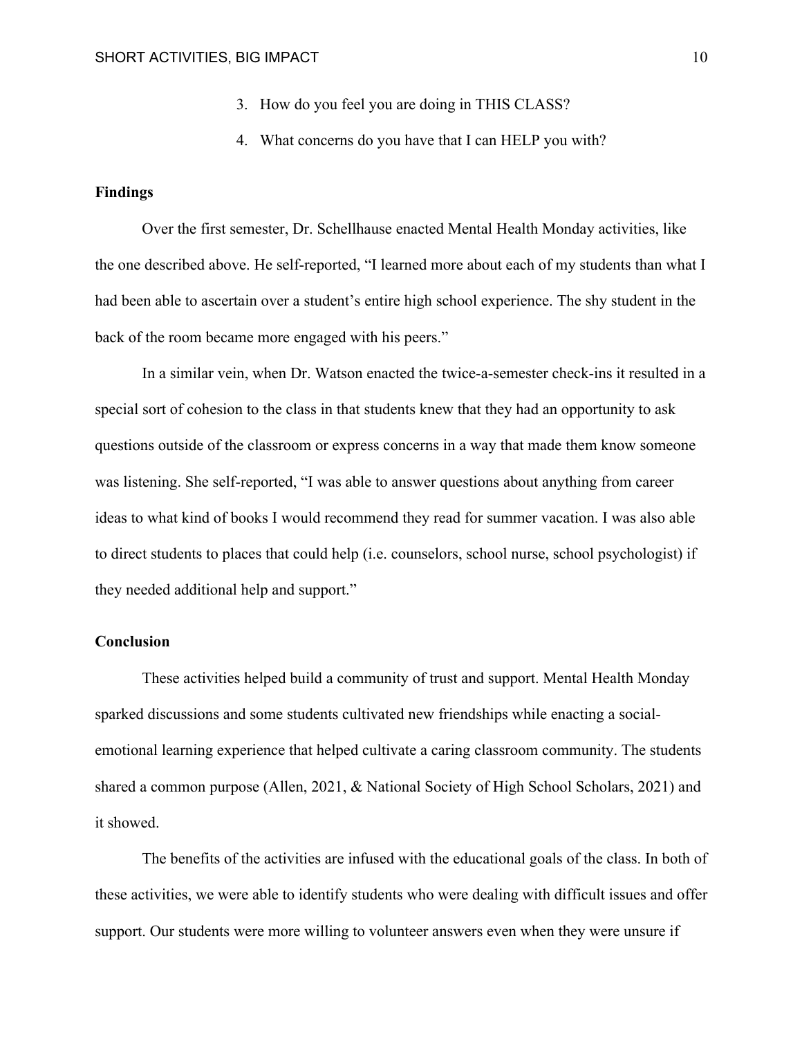3. How do you feel you are doing in THIS CLASS?
4. What concerns do you have that I can HELP you with?

**Findings**

Over the first semester, Dr. Schellhause enacted Mental Health Monday activities, like the one described above. He self-reported, "I learned more about each of my students than what I had been able to ascertain over a student's entire high school experience. The shy student in the back of the room became more engaged with his peers."

In a similar vein, when Dr. Watson enacted the twice-a-semester check-ins it resulted in a special sort of cohesion to the class in that students knew that they had an opportunity to ask questions outside of the classroom or express concerns in a way that made them know someone was listening. She self-reported, "I was able to answer questions about anything from career ideas to what kind of books I would recommend they read for summer vacation. I was also able to direct students to places that could help (i.e. counselors, school nurse, school psychologist) if they needed additional help and support."

**Conclusion**

These activities helped build a community of trust and support. Mental Health Monday sparked discussions and some students cultivated new friendships while enacting a social-emotional learning experience that helped cultivate a caring classroom community. The students shared a common purpose (Allen, 2021, & National Society of High School Scholars, 2021) and it showed.

The benefits of the activities are infused with the educational goals of the class. In both of these activities, we were able to identify students who were dealing with difficult issues and offer support. Our students were more willing to volunteer answers even when they were unsure if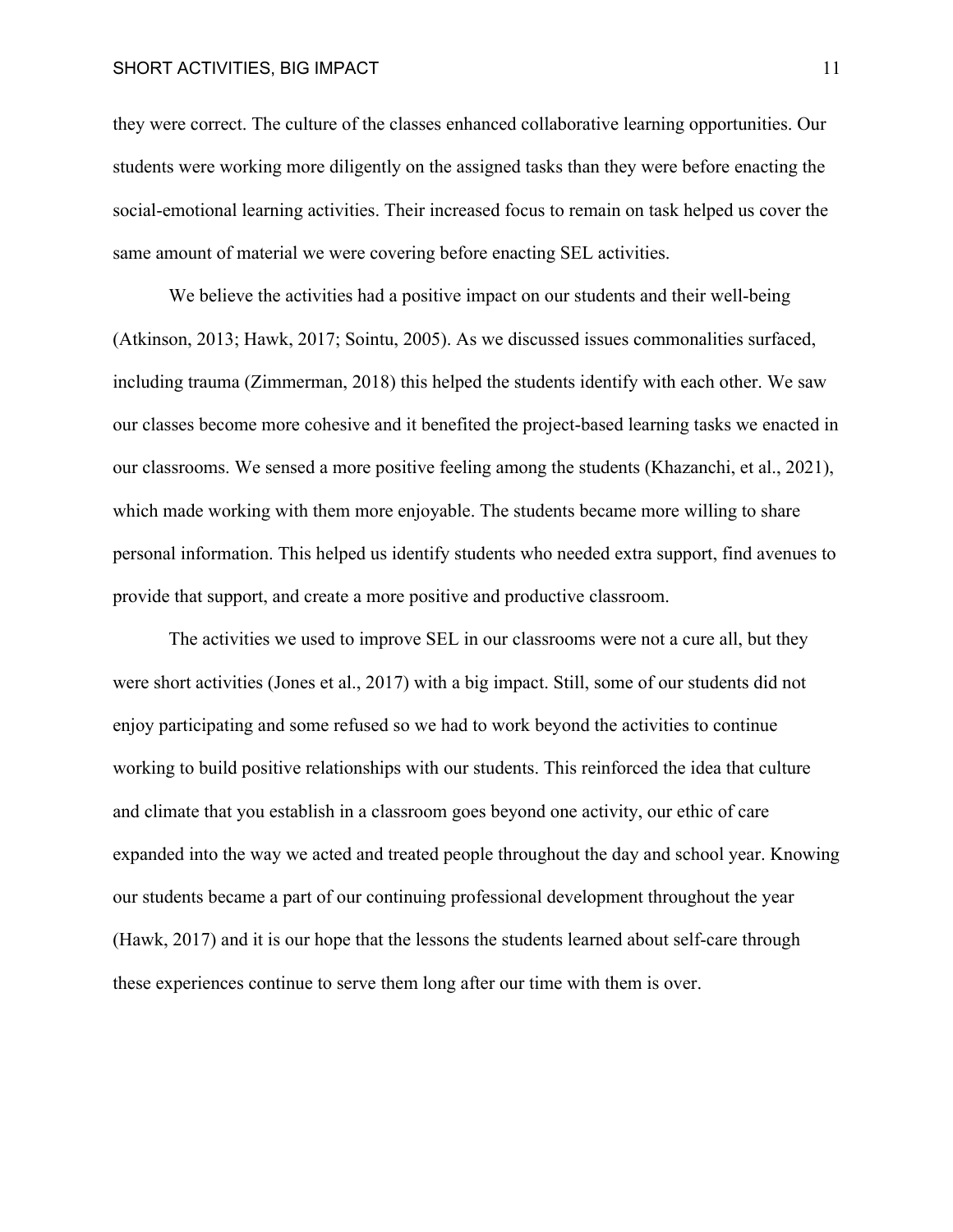they were correct. The culture of the classes enhanced collaborative learning opportunities. Our students were working more diligently on the assigned tasks than they were before enacting the social-emotional learning activities. Their increased focus to remain on task helped us cover the same amount of material we were covering before enacting SEL activities.

We believe the activities had a positive impact on our students and their well-being (Atkinson, 2013; Hawk, 2017; Sointu, 2005). As we discussed issues commonalities surfaced, including trauma (Zimmerman, 2018) this helped the students identify with each other. We saw our classes become more cohesive and it benefited the project-based learning tasks we enacted in our classrooms. We sensed a more positive feeling among the students (Khazanchi, et al., 2021), which made working with them more enjoyable. The students became more willing to share personal information. This helped us identify students who needed extra support, find avenues to provide that support, and create a more positive and productive classroom.

The activities we used to improve SEL in our classrooms were not a cure all, but they were short activities (Jones et al., 2017) with a big impact. Still, some of our students did not enjoy participating and some refused so we had to work beyond the activities to continue working to build positive relationships with our students. This reinforced the idea that culture and climate that you establish in a classroom goes beyond one activity, our ethic of care expanded into the way we acted and treated people throughout the day and school year. Knowing our students became a part of our continuing professional development throughout the year (Hawk, 2017) and it is our hope that the lessons the students learned about self-care through these experiences continue to serve them long after our time with them is over.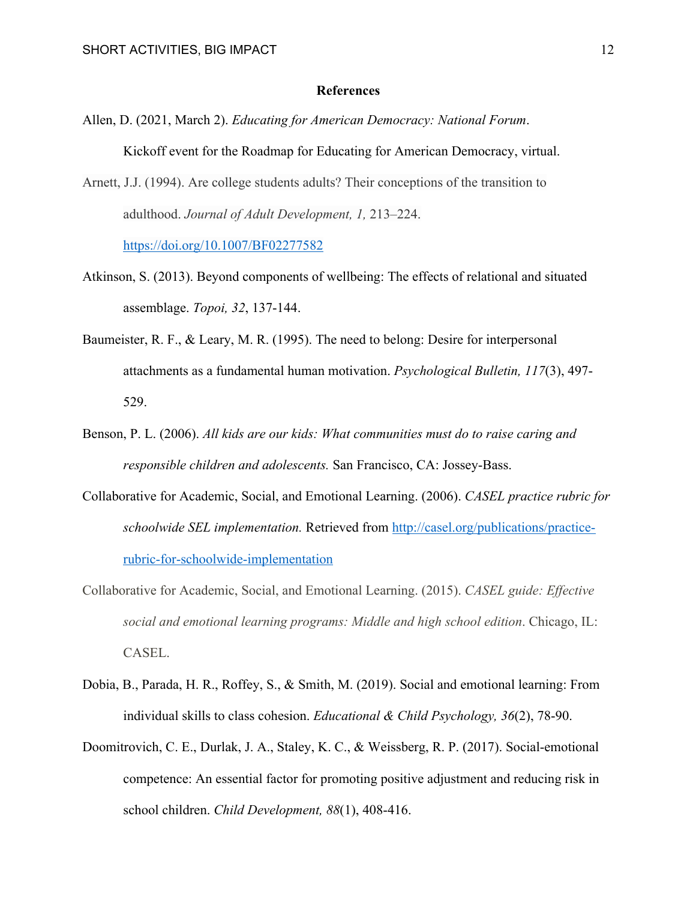# References

Allen, D. (2021, March 2). *Educating for American Democracy: National Forum*. Kickoff event for the Roadmap for Educating for American Democracy, virtual.

Arnett, J.J. (1994). Are college students adults? Their conceptions of the transition to adulthood. *Journal of Adult Development, 1,* 213–224. https://doi.org/10.1007/BF02277582

Atkinson, S. (2013). Beyond components of wellbeing: The effects of relational and situated assemblage. *Topoi, 32*, 137-144.

Baumeister, R. F., & Leary, M. R. (1995). The need to belong: Desire for interpersonal attachments as a fundamental human motivation. *Psychological Bulletin, 117*(3), 497-529.

Benson, P. L. (2006). *All kids are our kids: What communities must do to raise caring and responsible children and adolescents.* San Francisco, CA: Jossey-Bass.

Collaborative for Academic, Social, and Emotional Learning. (2006). *CASEL practice rubric for schoolwide SEL implementation.* Retrieved from http://casel.org/publications/practice-rubric-for-schoolwide-implementation

Collaborative for Academic, Social, and Emotional Learning. (2015). *CASEL guide: Effective social and emotional learning programs: Middle and high school edition*. Chicago, IL: CASEL.

Dobia, B., Parada, H. R., Roffey, S., & Smith, M. (2019). Social and emotional learning: From individual skills to class cohesion. *Educational & Child Psychology, 36*(2), 78-90.

Doomitrovich, C. E., Durlak, J. A., Staley, K. C., & Weissberg, R. P. (2017). Social-emotional competence: An essential factor for promoting positive adjustment and reducing risk in school children. *Child Development, 88*(1), 408-416.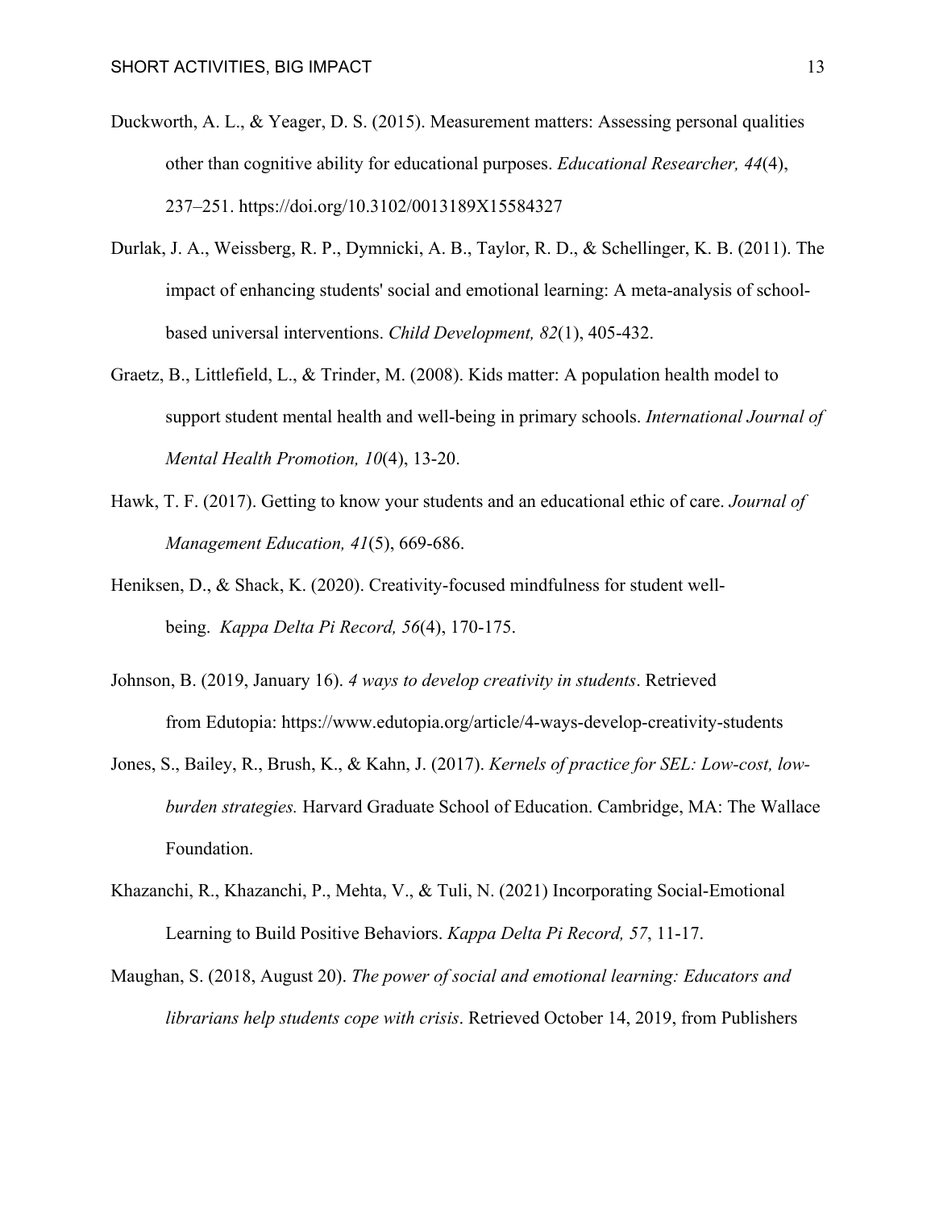Duckworth, A. L., & Yeager, D. S. (2015). Measurement matters: Assessing personal qualities other than cognitive ability for educational purposes. *Educational Researcher, 44*(4), 237–251. https://doi.org/10.3102/0013189X15584327

Durlak, J. A., Weissberg, R. P., Dymnicki, A. B., Taylor, R. D., & Schellinger, K. B. (2011). The impact of enhancing students' social and emotional learning: A meta-analysis of school-based universal interventions. *Child Development, 82*(1), 405-432.

Graetz, B., Littlefield, L., & Trinder, M. (2008). Kids matter: A population health model to support student mental health and well-being in primary schools. *International Journal of Mental Health Promotion, 10*(4), 13-20.

Hawk, T. F. (2017). Getting to know your students and an educational ethic of care. *Journal of Management Education, 41*(5), 669-686.

Heniksen, D., & Shack, K. (2020). Creativity-focused mindfulness for student well-being. *Kappa Delta Pi Record, 56*(4), 170-175.

Johnson, B. (2019, January 16). *4 ways to develop creativity in students*. Retrieved from Edutopia: https://www.edutopia.org/article/4-ways-develop-creativity-students

Jones, S., Bailey, R., Brush, K., & Kahn, J. (2017). *Kernels of practice for SEL: Low-cost, low-burden strategies.* Harvard Graduate School of Education. Cambridge, MA: The Wallace Foundation.

Khazanchi, R., Khazanchi, P., Mehta, V., & Tuli, N. (2021) Incorporating Social-Emotional Learning to Build Positive Behaviors. *Kappa Delta Pi Record, 57*, 11-17.

Maughan, S. (2018, August 20). *The power of social and emotional learning: Educators and librarians help students cope with crisis*. Retrieved October 14, 2019, from Publishers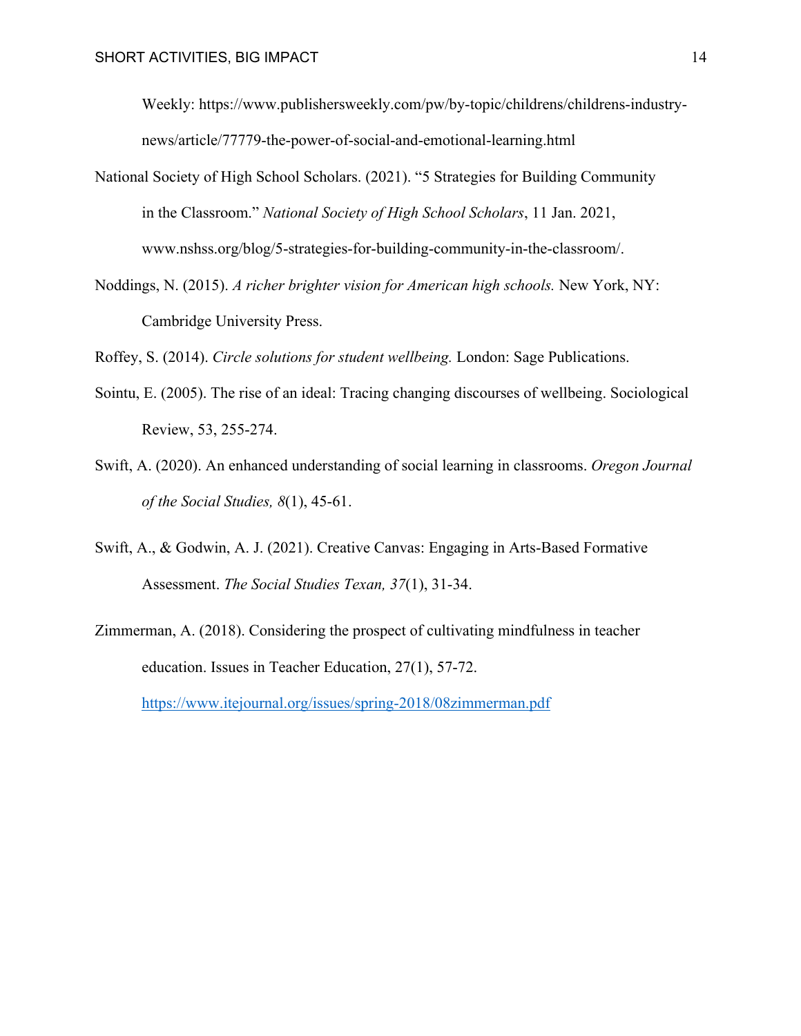Weekly: https://www.publishersweekly.com/pw/by-topic/childrens/childrens-industry-news/article/77779-the-power-of-social-and-emotional-learning.html

National Society of High School Scholars. (2021). "5 Strategies for Building Community in the Classroom." *National Society of High School Scholars*, 11 Jan. 2021, www.nshss.org/blog/5-strategies-for-building-community-in-the-classroom/.

Noddings, N. (2015). *A richer brighter vision for American high schools.* New York, NY: Cambridge University Press.

Roffey, S. (2014). *Circle solutions for student wellbeing.* London: Sage Publications.

Sointu, E. (2005). The rise of an ideal: Tracing changing discourses of wellbeing. Sociological Review, 53, 255-274.

Swift, A. (2020). An enhanced understanding of social learning in classrooms. *Oregon Journal of the Social Studies, 8*(1), 45-61.

Swift, A., & Godwin, A. J. (2021). Creative Canvas: Engaging in Arts-Based Formative Assessment. *The Social Studies Texan, 37*(1), 31-34.

Zimmerman, A. (2018). Considering the prospect of cultivating mindfulness in teacher education. Issues in Teacher Education, 27(1), 57-72. https://www.itejournal.org/issues/spring-2018/08zimmerman.pdf